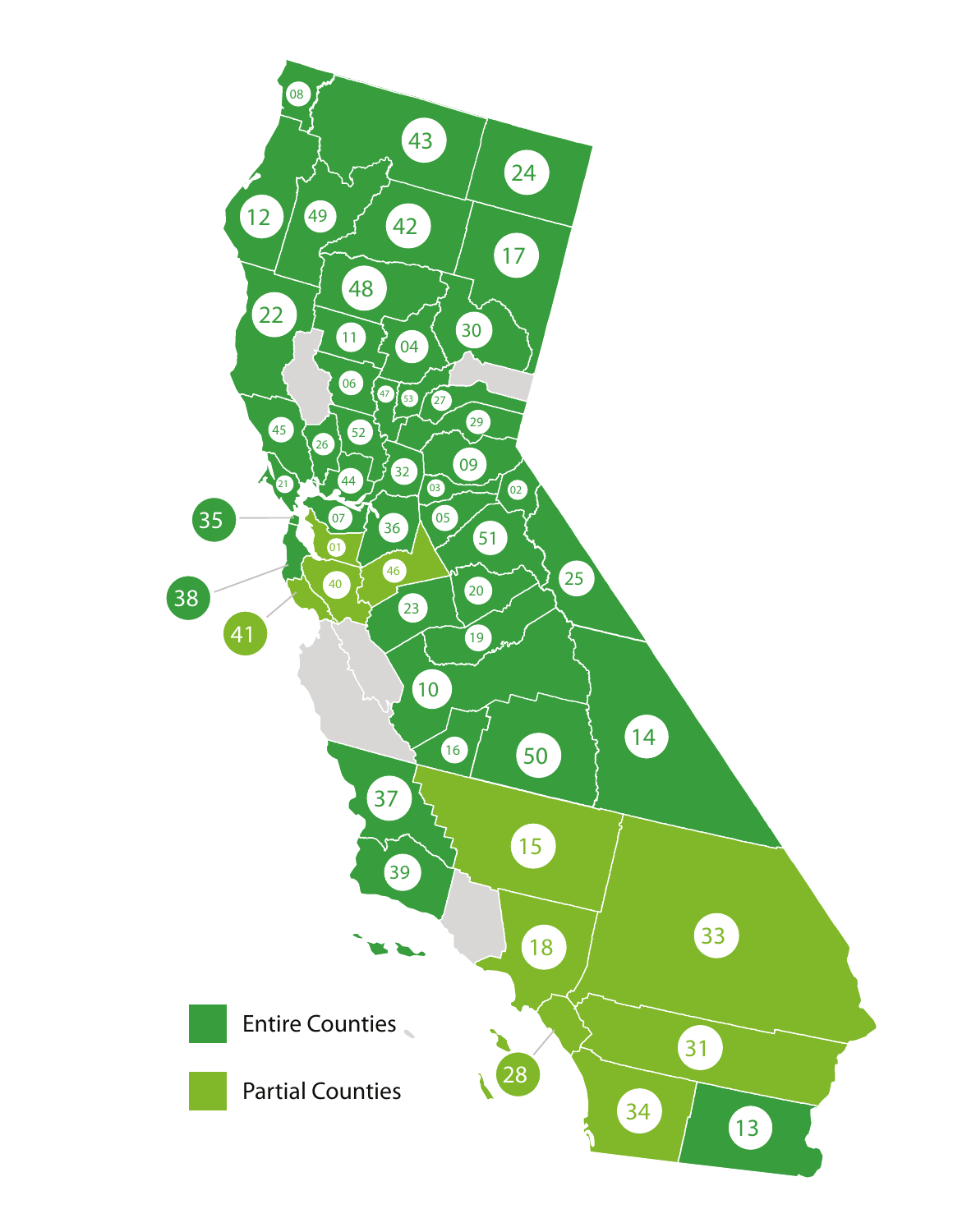Entire Counties

Partial Counties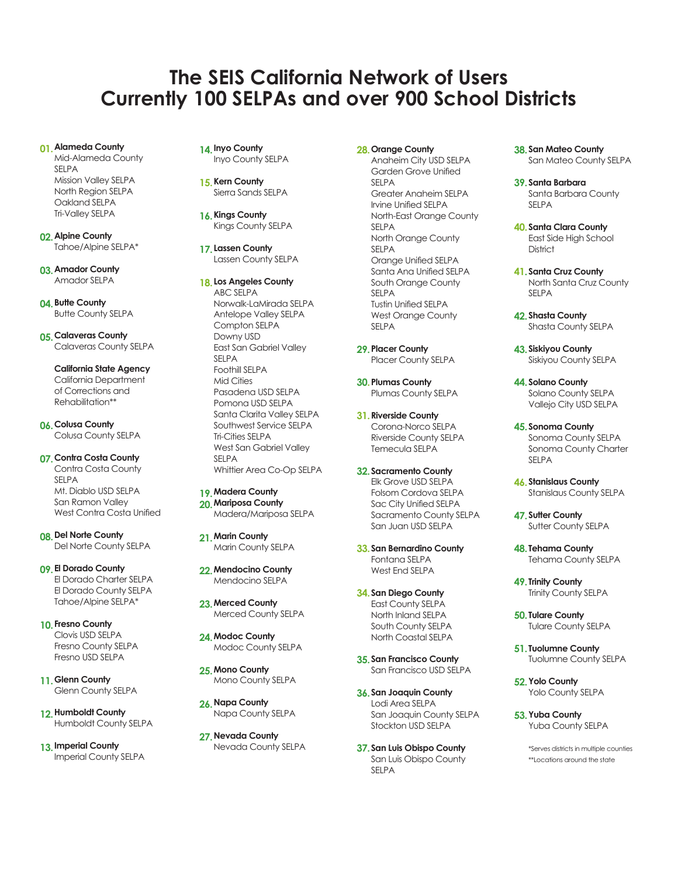# The SEIS California Network of Users
# Currently 100 SELPAs and over 900 School Districts

**01. Alameda County**
Mid-Alameda County SELPA
Mission Valley SELPA
North Region SELPA
Oakland SELPA
Tri-Valley SELPA

**02. Alpine County**
Tahoe/Alpine SELPA*

**03. Amador County**
Amador SELPA

**04. Butte County**
Butte County SELPA

**05. Calaveras County**
Calaveras County SELPA

**California State Agency**
California Department of Corrections and Rehabilitation**

**06. Colusa County**
Colusa County SELPA

**07. Contra Costa County**
Contra Costa County SELPA
Mt. Diablo USD SELPA
San Ramon Valley
West Contra Costa Unified

**08. Del Norte County**
Del Norte County SELPA

**09. El Dorado County**
El Dorado Charter SELPA
El Dorado County SELPA
Tahoe/Alpine SELPA*

**10. Fresno County**
Clovis USD SELPA
Fresno County SELPA
Fresno USD SELPA

**11. Glenn County**
Glenn County SELPA

**12. Humboldt County**
Humboldt County SELPA

**13. Imperial County**
Imperial County SELPA

**14. Inyo County**
Inyo County SELPA

**15. Kern County**
Sierra Sands SELPA

**16. Kings County**
Kings County SELPA

**17. Lassen County**
Lassen County SELPA

**18. Los Angeles County**
ABC SELPA
Norwalk-LaMirada SELPA
Antelope Valley SELPA
Compton SELPA
Downy USD
East San Gabriel Valley SELPA
Foothill SELPA
Mid Cities
Pasadena USD SELPA
Pomona USD SELPA
Santa Clarita Valley SELPA
Southwest Service SELPA
Tri-Cities SELPA
West San Gabriel Valley SELPA
Whittier Area Co-Op SELPA

**19. Madera County**
**20. Mariposa County**
Madera/Mariposa SELPA

**21. Marin County**
Marin County SELPA

**22. Mendocino County**
Mendocino SELPA

**23. Merced County**
Merced County SELPA

**24. Modoc County**
Modoc County SELPA

**25. Mono County**
Mono County SELPA

**26. Napa County**
Napa County SELPA

**27. Nevada County**
Nevada County SELPA

**28. Orange County**
Anaheim City USD SELPA
Garden Grove Unified SELPA
Greater Anaheim SELPA
Irvine Unified SELPA
North-East Orange County SELPA
North Orange County SELPA
Orange Unified SELPA
Santa Ana Unified SELPA
South Orange County SELPA
Tustin Unified SELPA
West Orange County SELPA

**29. Placer County**
Placer County SELPA

**30. Plumas County**
Plumas County SELPA

**31. Riverside County**
Corona-Norco SELPA
Riverside County SELPA
Temecula SELPA

**32. Sacramento County**
Elk Grove USD SELPA
Folsom Cordova SELPA
Sac City Unified SELPA
Sacramento County SELPA
San Juan USD SELPA

**33. San Bernardino County**
Fontana SELPA
West End SELPA

**34. San Diego County**
East County SELPA
North Inland SELPA
South County SELPA
North Coastal SELPA

**35. San Francisco County**
San Francisco USD SELPA

**36. San Joaquin County**
Lodi Area SELPA
San Joaquin County SELPA
Stockton USD SELPA

**37. San Luis Obispo County**
San Luis Obispo County SELPA

**38. San Mateo County**
San Mateo County SELPA

**39. Santa Barbara**
Santa Barbara County SELPA

**40. Santa Clara County**
East Side High School District

**41. Santa Cruz County**
North Santa Cruz County SELPA

**42. Shasta County**
Shasta County SELPA

**43. Siskiyou County**
Siskiyou County SELPA

**44. Solano County**
Solano County SELPA
Vallejo City USD SELPA

**45. Sonoma County**
Sonoma County SELPA
Sonoma County Charter SELPA

**46. Stanislaus County**
Stanislaus County SELPA

**47. Sutter County**
Sutter County SELPA

**48. Tehama County**
Tehama County SELPA

**49. Trinity County**
Trinity County SELPA

**50. Tulare County**
Tulare County SELPA

**51. Tuolumne County**
Tuolumne County SELPA

**52. Yolo County**
Yolo County SELPA

**53. Yuba County**
Yuba County SELPA

*Serves districts in multiple counties
**Locations around the state